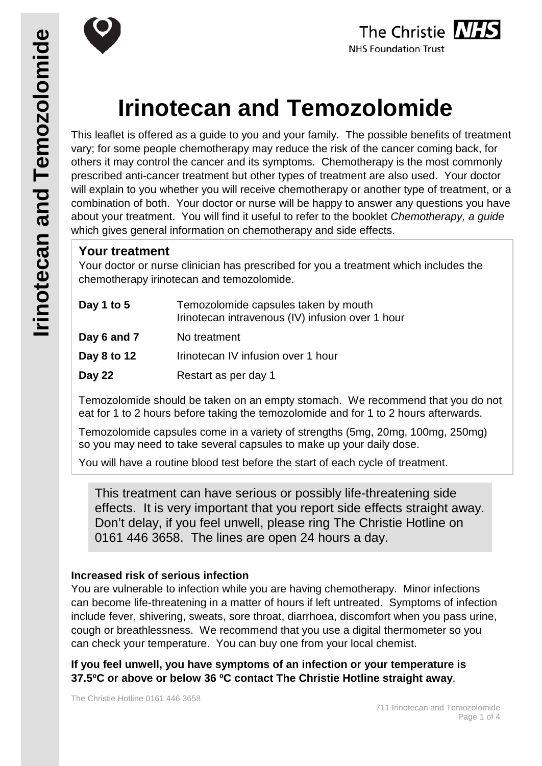# Irinotecan and Temozolomide

This leaflet is offered as a guide to you and your family. The possible benefits of treatment vary; for some people chemotherapy may reduce the risk of the cancer coming back, for others it may control the cancer and its symptoms. Chemotherapy is the most commonly prescribed anti-cancer treatment but other types of treatment are also used. Your doctor will explain to you whether you will receive chemotherapy or another type of treatment, or a combination of both. Your doctor or nurse will be happy to answer any questions you have about your treatment. You will find it useful to refer to the booklet *Chemotherapy, a guide* which gives general information on chemotherapy and side effects.

## Your treatment

Your doctor or nurse clinician has prescribed for you a treatment which includes the chemotherapy irinotecan and temozolomide.

| | |
|---|---|
| **Day 1 to 5** | Temozolomide capsules taken by mouth<br>Irinotecan intravenous (IV) infusion over 1 hour |
| **Day 6 and 7** | No treatment |
| **Day 8 to 12** | Irinotecan IV infusion over 1 hour |
| **Day 22** | Restart as per day 1 |

Temozolomide should be taken on an empty stomach. We recommend that you do not eat for 1 to 2 hours before taking the temozolomide and for 1 to 2 hours afterwards.

Temozolomide capsules come in a variety of strengths (5mg, 20mg, 100mg, 250mg) so you may need to take several capsules to make up your daily dose.

You will have a routine blood test before the start of each cycle of treatment.

This treatment can have serious or possibly life-threatening side effects. It is very important that you report side effects straight away. Don't delay, if you feel unwell, please ring The Christie Hotline on 0161 446 3658. The lines are open 24 hours a day.

### Increased risk of serious infection

You are vulnerable to infection while you are having chemotherapy. Minor infections can become life-threatening in a matter of hours if left untreated. Symptoms of infection include fever, shivering, sweats, sore throat, diarrhoea, discomfort when you pass urine, cough or breathlessness. We recommend that you use a digital thermometer so you can check your temperature. You can buy one from your local chemist.

**If you feel unwell, you have symptoms of an infection or your temperature is 37.5ºC or above or below 36 ºC contact The Christie Hotline straight away**.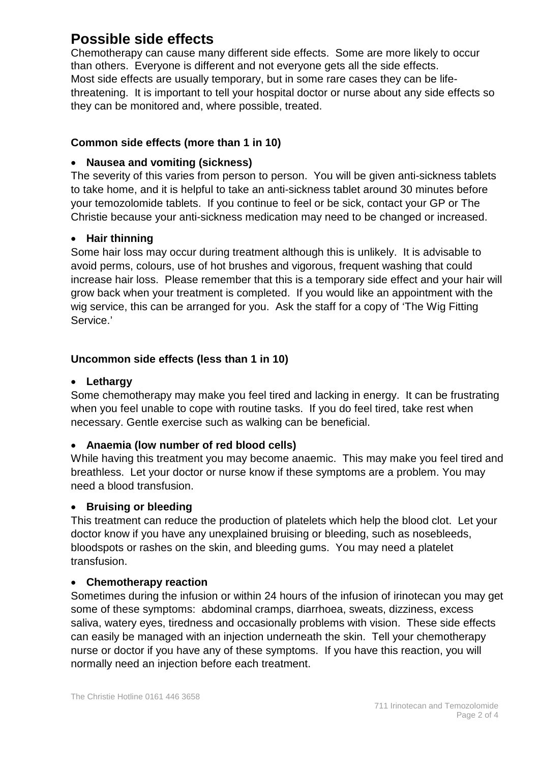# Possible side effects

Chemotherapy can cause many different side effects. Some are more likely to occur than others. Everyone is different and not everyone gets all the side effects. Most side effects are usually temporary, but in some rare cases they can be life-threatening. It is important to tell your hospital doctor or nurse about any side effects so they can be monitored and, where possible, treated.

### Common side effects (more than 1 in 10)

- **Nausea and vomiting (sickness)**

The severity of this varies from person to person. You will be given anti-sickness tablets to take home, and it is helpful to take an anti-sickness tablet around 30 minutes before your temozolomide tablets. If you continue to feel or be sick, contact your GP or The Christie because your anti-sickness medication may need to be changed or increased.

- **Hair thinning**

Some hair loss may occur during treatment although this is unlikely. It is advisable to avoid perms, colours, use of hot brushes and vigorous, frequent washing that could increase hair loss. Please remember that this is a temporary side effect and your hair will grow back when your treatment is completed. If you would like an appointment with the wig service, this can be arranged for you. Ask the staff for a copy of 'The Wig Fitting Service.'

### Uncommon side effects (less than 1 in 10)

- **Lethargy**

Some chemotherapy may make you feel tired and lacking in energy. It can be frustrating when you feel unable to cope with routine tasks. If you do feel tired, take rest when necessary. Gentle exercise such as walking can be beneficial.

- **Anaemia (low number of red blood cells)**

While having this treatment you may become anaemic. This may make you feel tired and breathless. Let your doctor or nurse know if these symptoms are a problem. You may need a blood transfusion.

- **Bruising or bleeding**

This treatment can reduce the production of platelets which help the blood clot. Let your doctor know if you have any unexplained bruising or bleeding, such as nosebleeds, bloodspots or rashes on the skin, and bleeding gums. You may need a platelet transfusion.

- **Chemotherapy reaction**

Sometimes during the infusion or within 24 hours of the infusion of irinotecan you may get some of these symptoms: abdominal cramps, diarrhoea, sweats, dizziness, excess saliva, watery eyes, tiredness and occasionally problems with vision. These side effects can easily be managed with an injection underneath the skin. Tell your chemotherapy nurse or doctor if you have any of these symptoms. If you have this reaction, you will normally need an injection before each treatment.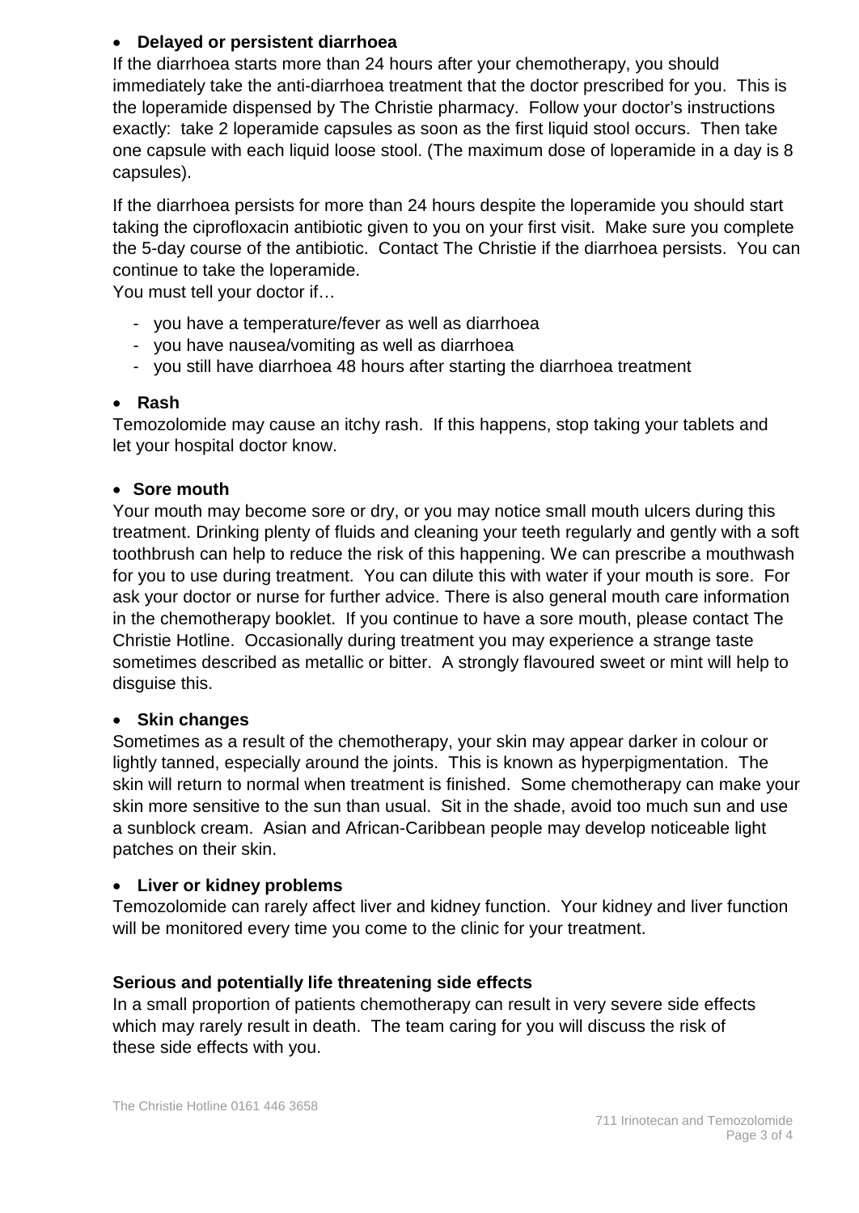- **Delayed or persistent diarrhoea**

If the diarrhoea starts more than 24 hours after your chemotherapy, you should immediately take the anti-diarrhoea treatment that the doctor prescribed for you. This is the loperamide dispensed by The Christie pharmacy. Follow your doctor's instructions exactly: take 2 loperamide capsules as soon as the first liquid stool occurs. Then take one capsule with each liquid loose stool. (The maximum dose of loperamide in a day is 8 capsules).

If the diarrhoea persists for more than 24 hours despite the loperamide you should start taking the ciprofloxacin antibiotic given to you on your first visit. Make sure you complete the 5-day course of the antibiotic. Contact The Christie if the diarrhoea persists. You can continue to take the loperamide.

You must tell your doctor if…

- you have a temperature/fever as well as diarrhoea
- you have nausea/vomiting as well as diarrhoea
- you still have diarrhoea 48 hours after starting the diarrhoea treatment

- **Rash**

Temozolomide may cause an itchy rash. If this happens, stop taking your tablets and let your hospital doctor know.

- **Sore mouth**

Your mouth may become sore or dry, or you may notice small mouth ulcers during this treatment. Drinking plenty of fluids and cleaning your teeth regularly and gently with a soft toothbrush can help to reduce the risk of this happening. We can prescribe a mouthwash for you to use during treatment. You can dilute this with water if your mouth is sore. For ask your doctor or nurse for further advice. There is also general mouth care information in the chemotherapy booklet. If you continue to have a sore mouth, please contact The Christie Hotline. Occasionally during treatment you may experience a strange taste sometimes described as metallic or bitter. A strongly flavoured sweet or mint will help to disguise this.

- **Skin changes**

Sometimes as a result of the chemotherapy, your skin may appear darker in colour or lightly tanned, especially around the joints. This is known as hyperpigmentation. The skin will return to normal when treatment is finished. Some chemotherapy can make your skin more sensitive to the sun than usual. Sit in the shade, avoid too much sun and use a sunblock cream. Asian and African-Caribbean people may develop noticeable light patches on their skin.

- **Liver or kidney problems**

Temozolomide can rarely affect liver and kidney function. Your kidney and liver function will be monitored every time you come to the clinic for your treatment.

**Serious and potentially life threatening side effects**

In a small proportion of patients chemotherapy can result in very severe side effects which may rarely result in death. The team caring for you will discuss the risk of these side effects with you.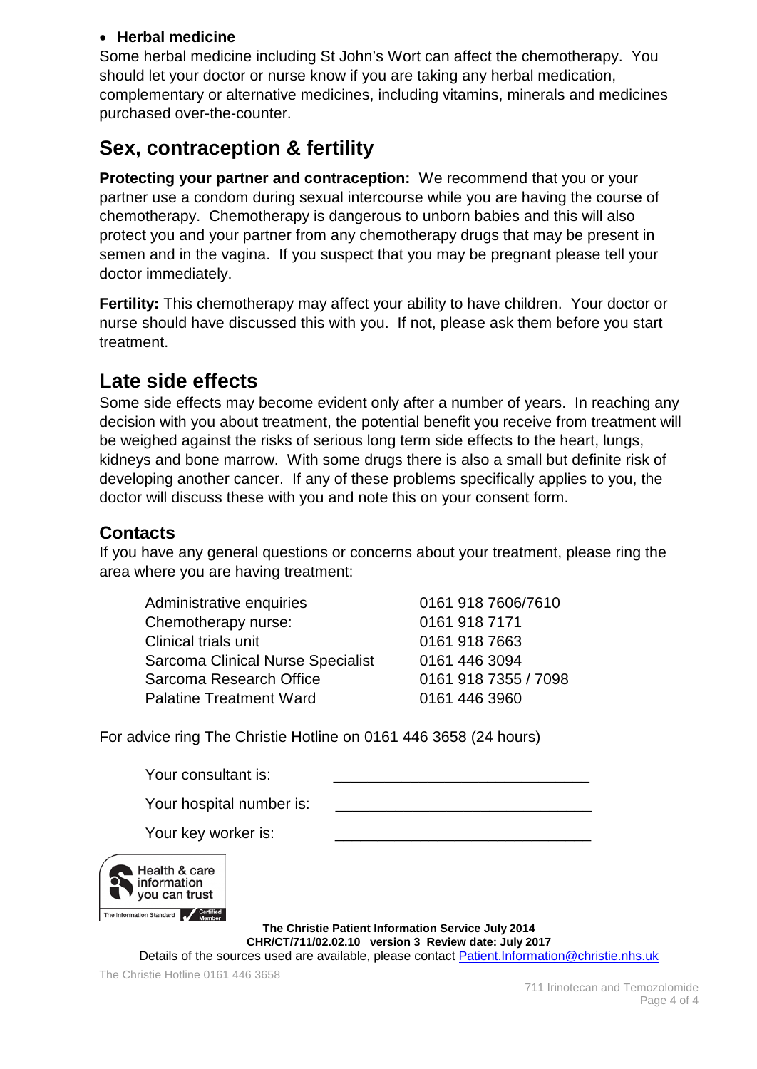- **Herbal medicine**

Some herbal medicine including St John's Wort can affect the chemotherapy. You should let your doctor or nurse know if you are taking any herbal medication, complementary or alternative medicines, including vitamins, minerals and medicines purchased over-the-counter.

## Sex, contraception & fertility

**Protecting your partner and contraception:** We recommend that you or your partner use a condom during sexual intercourse while you are having the course of chemotherapy. Chemotherapy is dangerous to unborn babies and this will also protect you and your partner from any chemotherapy drugs that may be present in semen and in the vagina. If you suspect that you may be pregnant please tell your doctor immediately.

**Fertility:** This chemotherapy may affect your ability to have children. Your doctor or nurse should have discussed this with you. If not, please ask them before you start treatment.

## Late side effects

Some side effects may become evident only after a number of years. In reaching any decision with you about treatment, the potential benefit you receive from treatment will be weighed against the risks of serious long term side effects to the heart, lungs, kidneys and bone marrow. With some drugs there is also a small but definite risk of developing another cancer. If any of these problems specifically applies to you, the doctor will discuss these with you and note this on your consent form.

### Contacts

If you have any general questions or concerns about your treatment, please ring the area where you are having treatment:

| | |
|---|---|
| Administrative enquiries | 0161 918 7606/7610 |
| Chemotherapy nurse: | 0161 918 7171 |
| Clinical trials unit | 0161 918 7663 |
| Sarcoma Clinical Nurse Specialist | 0161 446 3094 |
| Sarcoma Research Office | 0161 918 7355 / 7098 |
| Palatine Treatment Ward | 0161 446 3960 |

For advice ring The Christie Hotline on 0161 446 3658 (24 hours)

Your consultant is: ______________________________

Your hospital number is: ______________________________

Your key worker is: ______________________________

Health & care information you can trust

The Information Standard Certified Member

**The Christie Patient Information Service July 2014**
**CHR/CT/711/02.02.10 version 3 Review date: July 2017**

Details of the sources used are available, please contact Patient.Information@christie.nhs.uk